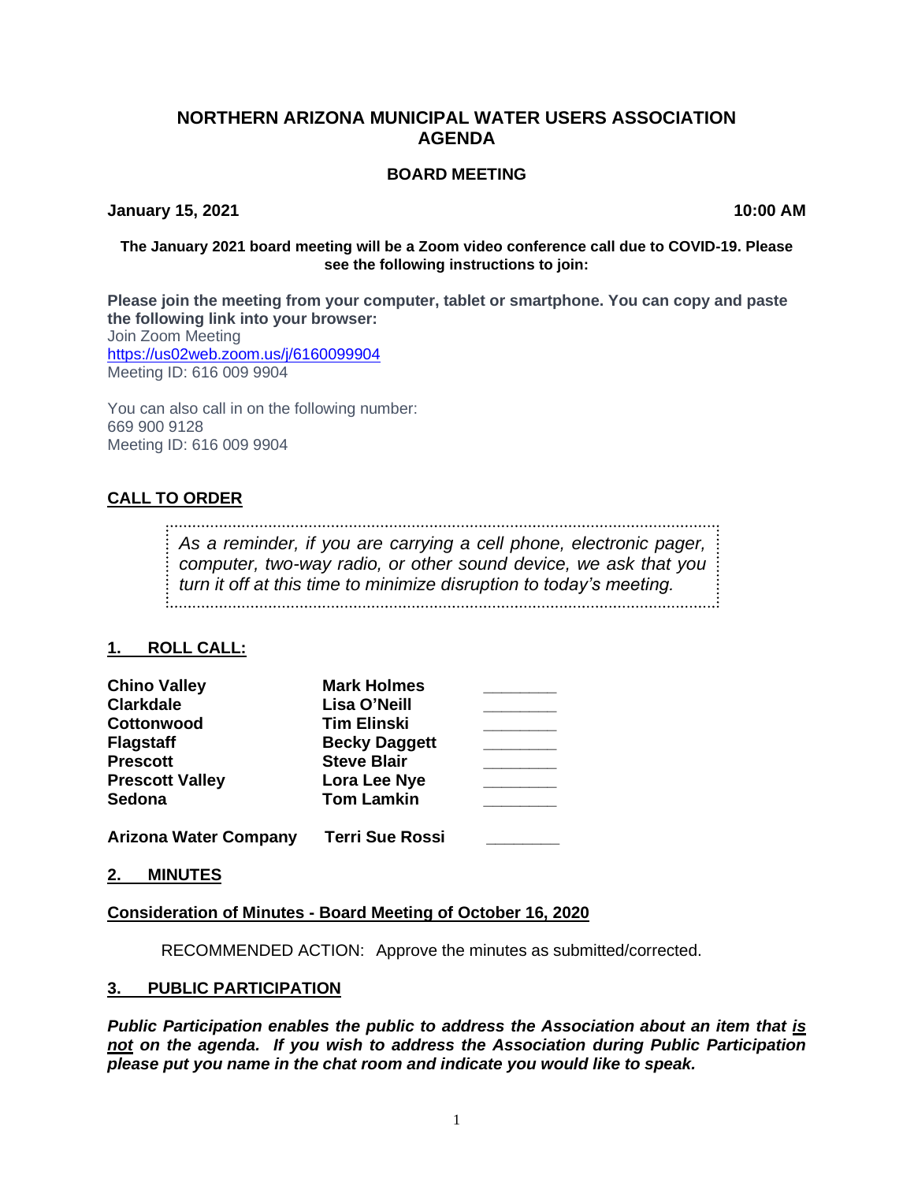# NORTHERN ARIZONA MUNICIPAL WATER USERS ASSOCIATION AGENDA

## BOARD MEETING

**January 15, 2021** **10:00 AM**

**The January 2021 board meeting will be a Zoom video conference call due to COVID-19. Please see the following instructions to join:**

**Please join the meeting from your computer, tablet or smartphone. You can copy and paste the following link into your browser:**
Join Zoom Meeting
https://us02web.zoom.us/j/6160099904
Meeting ID: 616 009 9904

You can also call in on the following number:
669 900 9128
Meeting ID: 616 009 9904

## CALL TO ORDER

> *As a reminder, if you are carrying a cell phone, electronic pager, computer, two-way radio, or other sound device, we ask that you turn it off at this time to minimize disruption to today's meeting.*

## 1. ROLL CALL:

| | | |
|---|---|---|
| **Chino Valley** | **Mark Holmes** | ________ |
| **Clarkdale** | **Lisa O'Neill** | ________ |
| **Cottonwood** | **Tim Elinski** | ________ |
| **Flagstaff** | **Becky Daggett** | ________ |
| **Prescott** | **Steve Blair** | ________ |
| **Prescott Valley** | **Lora Lee Nye** | ________ |
| **Sedona** | **Tom Lamkin** | ________ |
| **Arizona Water Company** | **Terri Sue Rossi** | ________ |

## 2. MINUTES

**Consideration of Minutes - Board Meeting of October 16, 2020**

RECOMMENDED ACTION: Approve the minutes as submitted/corrected.

## 3. PUBLIC PARTICIPATION

***Public Participation enables the public to address the Association about an item that is not on the agenda. If you wish to address the Association during Public Participation please put you name in the chat room and indicate you would like to speak.***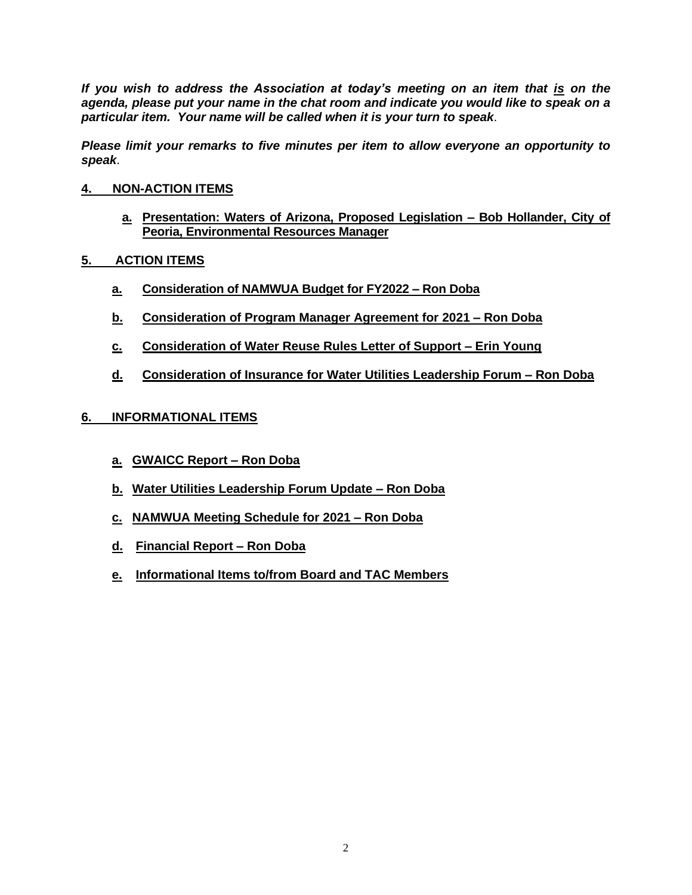***If you wish to address the Association at today's meeting on an item that is on the agenda, please put your name in the chat room and indicate you would like to speak on a particular item. Your name will be called when it is your turn to speak*.**

***Please limit your remarks to five minutes per item to allow everyone an opportunity to speak*.**

## 4. NON-ACTION ITEMS

**a. Presentation: Waters of Arizona, Proposed Legislation – Bob Hollander, City of Peoria, Environmental Resources Manager**

## 5. ACTION ITEMS

**a. Consideration of NAMWUA Budget for FY2022 – Ron Doba**

**b. Consideration of Program Manager Agreement for 2021 – Ron Doba**

**c. Consideration of Water Reuse Rules Letter of Support – Erin Young**

**d. Consideration of Insurance for Water Utilities Leadership Forum – Ron Doba**

## 6. INFORMATIONAL ITEMS

**a. GWAICC Report – Ron Doba**

**b. Water Utilities Leadership Forum Update – Ron Doba**

**c. NAMWUA Meeting Schedule for 2021 – Ron Doba**

**d. Financial Report – Ron Doba**

**e. Informational Items to/from Board and TAC Members**